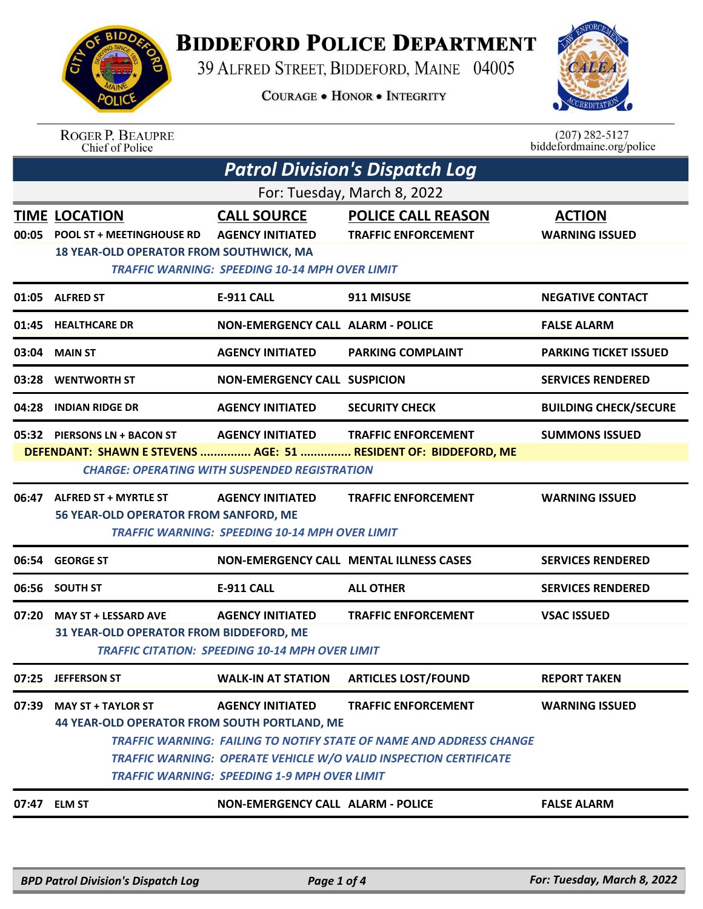# BIDDEFORD POLICE DEPARTMENT

39 ALFRED STREET, BIDDEFORD, MAINE 04005

COURAGE • HONOR • INTEGRITY

ROGER P. BEAUPRE
Chief of Police

(207) 282-5127
biddefordmaine.org/police

## *Patrol Division's Dispatch Log*

For: Tuesday, March 8, 2022

| TIME | LOCATION | CALL SOURCE | POLICE CALL REASON | ACTION |
|---|---|---|---|---|
| 00:05 | POOL ST + MEETINGHOUSE RD | AGENCY INITIATED | TRAFFIC ENFORCEMENT | WARNING ISSUED |
| | 18 YEAR-OLD OPERATOR FROM SOUTHWICK, MA | | | |
| | *TRAFFIC WARNING: SPEEDING 10-14 MPH OVER LIMIT* | | | |
| 01:05 | ALFRED ST | E-911 CALL | 911 MISUSE | NEGATIVE CONTACT |
| 01:45 | HEALTHCARE DR | NON-EMERGENCY CALL | ALARM - POLICE | FALSE ALARM |
| 03:04 | MAIN ST | AGENCY INITIATED | PARKING COMPLAINT | PARKING TICKET ISSUED |
| 03:28 | WENTWORTH ST | NON-EMERGENCY CALL | SUSPICION | SERVICES RENDERED |
| 04:28 | INDIAN RIDGE DR | AGENCY INITIATED | SECURITY CHECK | BUILDING CHECK/SECURE |
| 05:32 | PIERSONS LN + BACON ST | AGENCY INITIATED | TRAFFIC ENFORCEMENT | SUMMONS ISSUED |
| | DEFENDANT: SHAWN E STEVENS ............... AGE: 51 ............... RESIDENT OF: BIDDEFORD, ME | | | |
| | *CHARGE: OPERATING WITH SUSPENDED REGISTRATION* | | | |
| 06:47 | ALFRED ST + MYRTLE ST | AGENCY INITIATED | TRAFFIC ENFORCEMENT | WARNING ISSUED |
| | 56 YEAR-OLD OPERATOR FROM SANFORD, ME | | | |
| | *TRAFFIC WARNING: SPEEDING 10-14 MPH OVER LIMIT* | | | |
| 06:54 | GEORGE ST | NON-EMERGENCY CALL | MENTAL ILLNESS CASES | SERVICES RENDERED |
| 06:56 | SOUTH ST | E-911 CALL | ALL OTHER | SERVICES RENDERED |
| 07:20 | MAY ST + LESSARD AVE | AGENCY INITIATED | TRAFFIC ENFORCEMENT | VSAC ISSUED |
| | 31 YEAR-OLD OPERATOR FROM BIDDEFORD, ME | | | |
| | *TRAFFIC CITATION: SPEEDING 10-14 MPH OVER LIMIT* | | | |
| 07:25 | JEFFERSON ST | WALK-IN AT STATION | ARTICLES LOST/FOUND | REPORT TAKEN |
| 07:39 | MAY ST + TAYLOR ST | AGENCY INITIATED | TRAFFIC ENFORCEMENT | WARNING ISSUED |
| | 44 YEAR-OLD OPERATOR FROM SOUTH PORTLAND, ME | | | |
| | *TRAFFIC WARNING: FAILING TO NOTIFY STATE OF NAME AND ADDRESS CHANGE* | | | |
| | *TRAFFIC WARNING: OPERATE VEHICLE W/O VALID INSPECTION CERTIFICATE* | | | |
| | *TRAFFIC WARNING: SPEEDING 1-9 MPH OVER LIMIT* | | | |
| 07:47 | ELM ST | NON-EMERGENCY CALL | ALARM - POLICE | FALSE ALARM |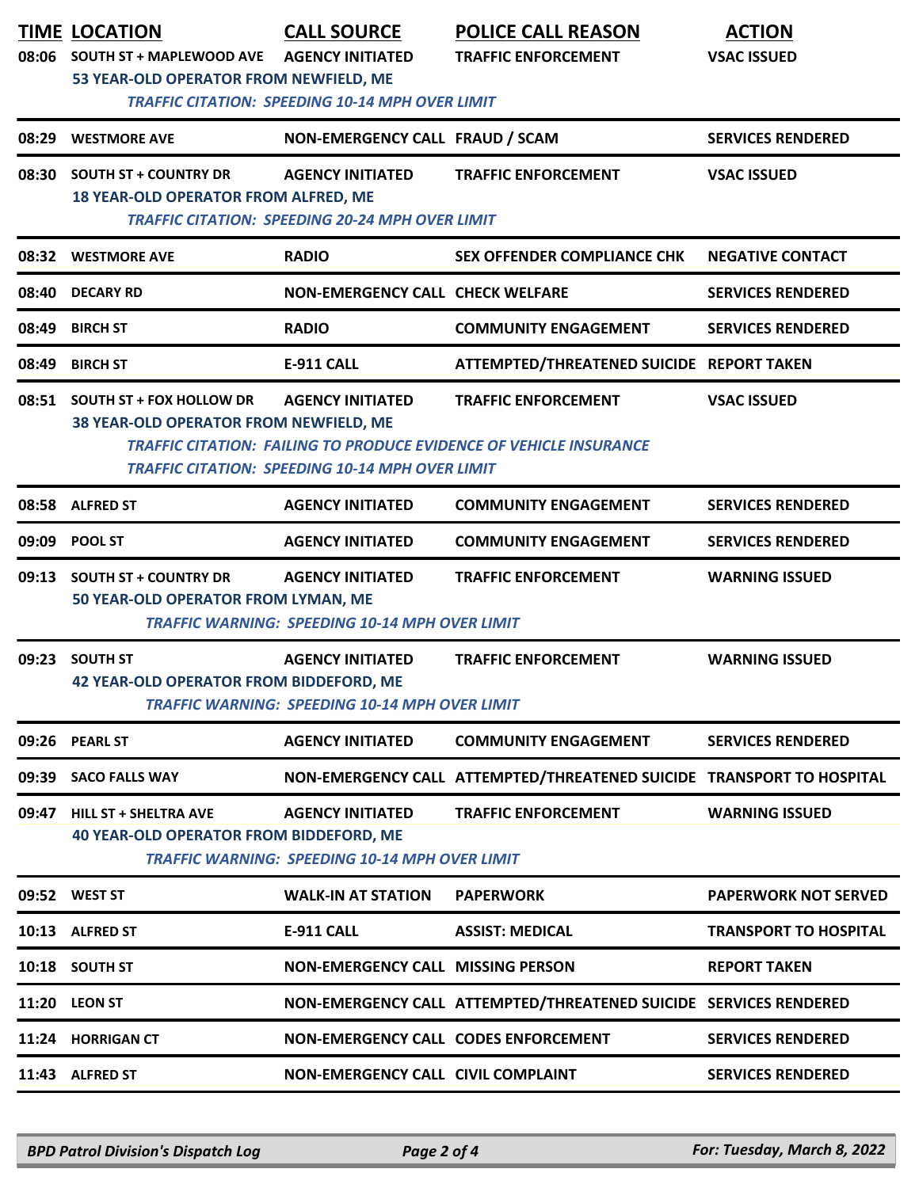| TIME | LOCATION | CALL SOURCE | POLICE CALL REASON | ACTION |
|---|---|---|---|---|
| 08:06 | SOUTH ST + MAPLEWOOD AVE | AGENCY INITIATED | TRAFFIC ENFORCEMENT | VSAC ISSUED |
| | 53 YEAR-OLD OPERATOR FROM NEWFIELD, ME | | | |
| | *TRAFFIC CITATION: SPEEDING 10-14 MPH OVER LIMIT* | | | |
| 08:29 | WESTMORE AVE | NON-EMERGENCY CALL | FRAUD / SCAM | SERVICES RENDERED |
| 08:30 | SOUTH ST + COUNTRY DR | AGENCY INITIATED | TRAFFIC ENFORCEMENT | VSAC ISSUED |
| | 18 YEAR-OLD OPERATOR FROM ALFRED, ME | | | |
| | *TRAFFIC CITATION: SPEEDING 20-24 MPH OVER LIMIT* | | | |
| 08:32 | WESTMORE AVE | RADIO | SEX OFFENDER COMPLIANCE CHK | NEGATIVE CONTACT |
| 08:40 | DECARY RD | NON-EMERGENCY CALL | CHECK WELFARE | SERVICES RENDERED |
| 08:49 | BIRCH ST | RADIO | COMMUNITY ENGAGEMENT | SERVICES RENDERED |
| 08:49 | BIRCH ST | E-911 CALL | ATTEMPTED/THREATENED SUICIDE | REPORT TAKEN |
| 08:51 | SOUTH ST + FOX HOLLOW DR | AGENCY INITIATED | TRAFFIC ENFORCEMENT | VSAC ISSUED |
| | 38 YEAR-OLD OPERATOR FROM NEWFIELD, ME | | | |
| | *TRAFFIC CITATION: FAILING TO PRODUCE EVIDENCE OF VEHICLE INSURANCE* | | | |
| | *TRAFFIC CITATION: SPEEDING 10-14 MPH OVER LIMIT* | | | |
| 08:58 | ALFRED ST | AGENCY INITIATED | COMMUNITY ENGAGEMENT | SERVICES RENDERED |
| 09:09 | POOL ST | AGENCY INITIATED | COMMUNITY ENGAGEMENT | SERVICES RENDERED |
| 09:13 | SOUTH ST + COUNTRY DR | AGENCY INITIATED | TRAFFIC ENFORCEMENT | WARNING ISSUED |
| | 50 YEAR-OLD OPERATOR FROM LYMAN, ME | | | |
| | *TRAFFIC WARNING: SPEEDING 10-14 MPH OVER LIMIT* | | | |
| 09:23 | SOUTH ST | AGENCY INITIATED | TRAFFIC ENFORCEMENT | WARNING ISSUED |
| | 42 YEAR-OLD OPERATOR FROM BIDDEFORD, ME | | | |
| | *TRAFFIC WARNING: SPEEDING 10-14 MPH OVER LIMIT* | | | |
| 09:26 | PEARL ST | AGENCY INITIATED | COMMUNITY ENGAGEMENT | SERVICES RENDERED |
| 09:39 | SACO FALLS WAY | NON-EMERGENCY CALL | ATTEMPTED/THREATENED SUICIDE | TRANSPORT TO HOSPITAL |
| 09:47 | HILL ST + SHELTRA AVE | AGENCY INITIATED | TRAFFIC ENFORCEMENT | WARNING ISSUED |
| | 40 YEAR-OLD OPERATOR FROM BIDDEFORD, ME | | | |
| | *TRAFFIC WARNING: SPEEDING 10-14 MPH OVER LIMIT* | | | |
| 09:52 | WEST ST | WALK-IN AT STATION | PAPERWORK | PAPERWORK NOT SERVED |
| 10:13 | ALFRED ST | E-911 CALL | ASSIST: MEDICAL | TRANSPORT TO HOSPITAL |
| 10:18 | SOUTH ST | NON-EMERGENCY CALL | MISSING PERSON | REPORT TAKEN |
| 11:20 | LEON ST | NON-EMERGENCY CALL | ATTEMPTED/THREATENED SUICIDE | SERVICES RENDERED |
| 11:24 | HORRIGAN CT | NON-EMERGENCY CALL | CODES ENFORCEMENT | SERVICES RENDERED |
| 11:43 | ALFRED ST | NON-EMERGENCY CALL | CIVIL COMPLAINT | SERVICES RENDERED |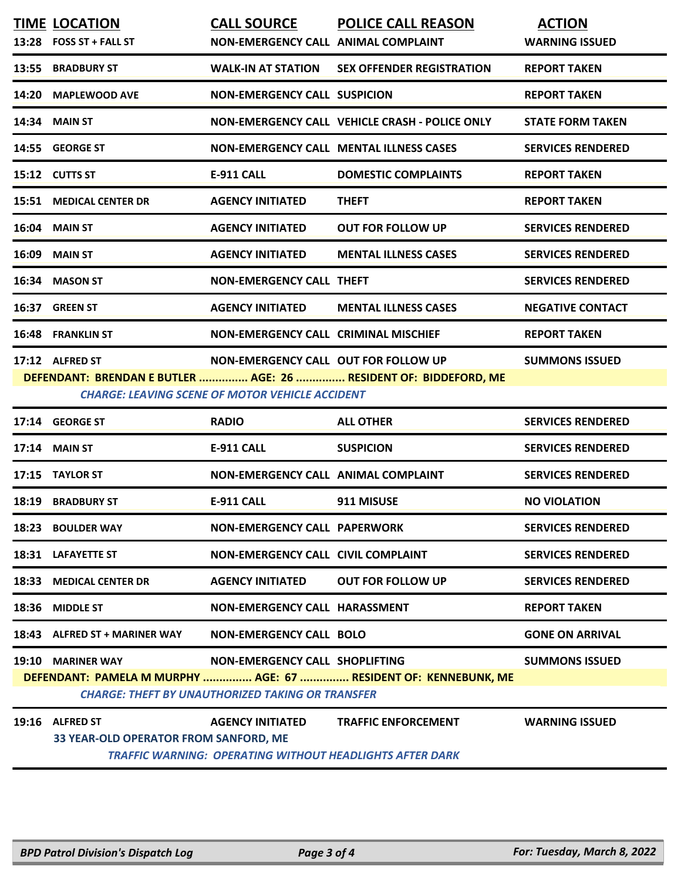| TIME | LOCATION | CALL SOURCE | POLICE CALL REASON | ACTION |
|---|---|---|---|---|
| 13:28 | FOSS ST + FALL ST | NON-EMERGENCY CALL | ANIMAL COMPLAINT | WARNING ISSUED |
| 13:55 | BRADBURY ST | WALK-IN AT STATION | SEX OFFENDER REGISTRATION | REPORT TAKEN |
| 14:20 | MAPLEWOOD AVE | NON-EMERGENCY CALL | SUSPICION | REPORT TAKEN |
| 14:34 | MAIN ST | NON-EMERGENCY CALL | VEHICLE CRASH - POLICE ONLY | STATE FORM TAKEN |
| 14:55 | GEORGE ST | NON-EMERGENCY CALL | MENTAL ILLNESS CASES | SERVICES RENDERED |
| 15:12 | CUTTS ST | E-911 CALL | DOMESTIC COMPLAINTS | REPORT TAKEN |
| 15:51 | MEDICAL CENTER DR | AGENCY INITIATED | THEFT | REPORT TAKEN |
| 16:04 | MAIN ST | AGENCY INITIATED | OUT FOR FOLLOW UP | SERVICES RENDERED |
| 16:09 | MAIN ST | AGENCY INITIATED | MENTAL ILLNESS CASES | SERVICES RENDERED |
| 16:34 | MASON ST | NON-EMERGENCY CALL | THEFT | SERVICES RENDERED |
| 16:37 | GREEN ST | AGENCY INITIATED | MENTAL ILLNESS CASES | NEGATIVE CONTACT |
| 16:48 | FRANKLIN ST | NON-EMERGENCY CALL | CRIMINAL MISCHIEF | REPORT TAKEN |
| 17:12 | ALFRED ST | NON-EMERGENCY CALL | OUT FOR FOLLOW UP | SUMMONS ISSUED |

**DEFENDANT: BRENDAN E BUTLER ............... AGE: 26 ............... RESIDENT OF: BIDDEFORD, ME**

*CHARGE: LEAVING SCENE OF MOTOR VEHICLE ACCIDENT*

| TIME | LOCATION | CALL SOURCE | POLICE CALL REASON | ACTION |
|---|---|---|---|---|
| 17:14 | GEORGE ST | RADIO | ALL OTHER | SERVICES RENDERED |
| 17:14 | MAIN ST | E-911 CALL | SUSPICION | SERVICES RENDERED |
| 17:15 | TAYLOR ST | NON-EMERGENCY CALL | ANIMAL COMPLAINT | SERVICES RENDERED |
| 18:19 | BRADBURY ST | E-911 CALL | 911 MISUSE | NO VIOLATION |
| 18:23 | BOULDER WAY | NON-EMERGENCY CALL | PAPERWORK | SERVICES RENDERED |
| 18:31 | LAFAYETTE ST | NON-EMERGENCY CALL | CIVIL COMPLAINT | SERVICES RENDERED |
| 18:33 | MEDICAL CENTER DR | AGENCY INITIATED | OUT FOR FOLLOW UP | SERVICES RENDERED |
| 18:36 | MIDDLE ST | NON-EMERGENCY CALL | HARASSMENT | REPORT TAKEN |
| 18:43 | ALFRED ST + MARINER WAY | NON-EMERGENCY CALL | BOLO | GONE ON ARRIVAL |
| 19:10 | MARINER WAY | NON-EMERGENCY CALL | SHOPLIFTING | SUMMONS ISSUED |

**DEFENDANT: PAMELA M MURPHY ............... AGE: 67 ............... RESIDENT OF: KENNEBUNK, ME**

*CHARGE: THEFT BY UNAUTHORIZED TAKING OR TRANSFER*

| TIME | LOCATION | CALL SOURCE | POLICE CALL REASON | ACTION |
|---|---|---|---|---|
| 19:16 | ALFRED ST | AGENCY INITIATED | TRAFFIC ENFORCEMENT | WARNING ISSUED |

**33 YEAR-OLD OPERATOR FROM SANFORD, ME**

*TRAFFIC WARNING: OPERATING WITHOUT HEADLIGHTS AFTER DARK*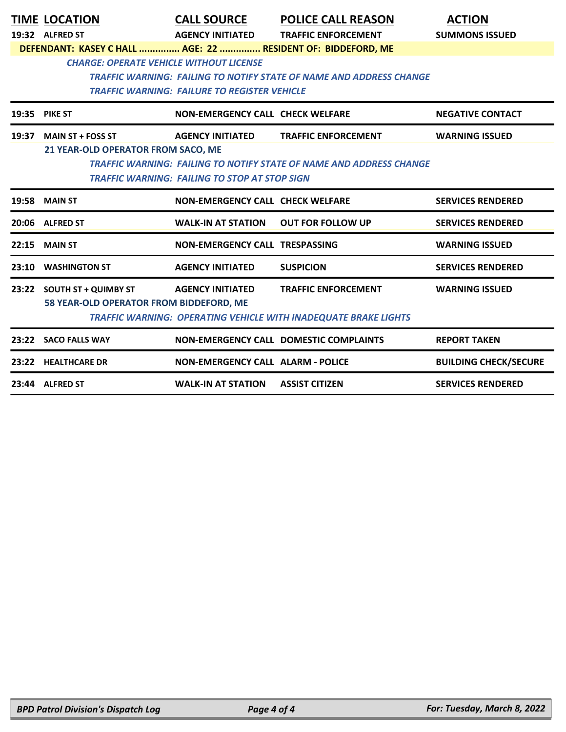| TIME | LOCATION | CALL SOURCE | POLICE CALL REASON | ACTION |
|---|---|---|---|---|
| 19:32 | ALFRED ST | AGENCY INITIATED | TRAFFIC ENFORCEMENT | SUMMONS ISSUED |
| | DEFENDANT: KASEY C HALL ............... AGE: 22 ............... RESIDENT OF: BIDDEFORD, ME | | | |
| | *CHARGE: OPERATE VEHICLE WITHOUT LICENSE* | | | |
| | *TRAFFIC WARNING: FAILING TO NOTIFY STATE OF NAME AND ADDRESS CHANGE* | | | |
| | *TRAFFIC WARNING: FAILURE TO REGISTER VEHICLE* | | | |
| 19:35 | PIKE ST | NON-EMERGENCY CALL | CHECK WELFARE | NEGATIVE CONTACT |
| 19:37 | MAIN ST + FOSS ST | AGENCY INITIATED | TRAFFIC ENFORCEMENT | WARNING ISSUED |
| | 21 YEAR-OLD OPERATOR FROM SACO, ME | | | |
| | *TRAFFIC WARNING: FAILING TO NOTIFY STATE OF NAME AND ADDRESS CHANGE* | | | |
| | *TRAFFIC WARNING: FAILING TO STOP AT STOP SIGN* | | | |
| 19:58 | MAIN ST | NON-EMERGENCY CALL | CHECK WELFARE | SERVICES RENDERED |
| 20:06 | ALFRED ST | WALK-IN AT STATION | OUT FOR FOLLOW UP | SERVICES RENDERED |
| 22:15 | MAIN ST | NON-EMERGENCY CALL | TRESPASSING | WARNING ISSUED |
| 23:10 | WASHINGTON ST | AGENCY INITIATED | SUSPICION | SERVICES RENDERED |
| 23:22 | SOUTH ST + QUIMBY ST | AGENCY INITIATED | TRAFFIC ENFORCEMENT | WARNING ISSUED |
| | 58 YEAR-OLD OPERATOR FROM BIDDEFORD, ME | | | |
| | *TRAFFIC WARNING: OPERATING VEHICLE WITH INADEQUATE BRAKE LIGHTS* | | | |
| 23:22 | SACO FALLS WAY | NON-EMERGENCY CALL | DOMESTIC COMPLAINTS | REPORT TAKEN |
| 23:22 | HEALTHCARE DR | NON-EMERGENCY CALL | ALARM - POLICE | BUILDING CHECK/SECURE |
| 23:44 | ALFRED ST | WALK-IN AT STATION | ASSIST CITIZEN | SERVICES RENDERED |